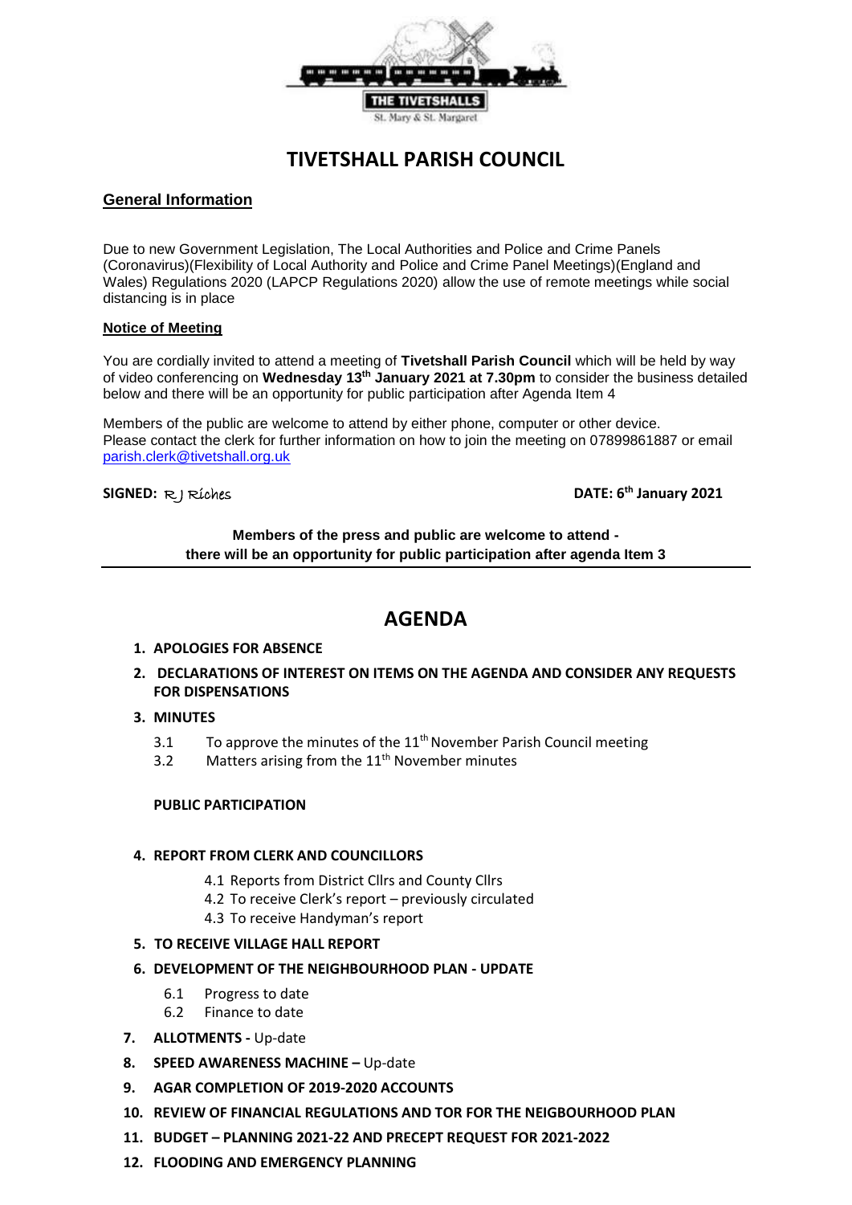THE TIVETSHALLS

St. Mary & St. Margaret

# TIVETSHALL PARISH COUNCIL

## General Information

Due to new Government Legislation, The Local Authorities and Police and Crime Panels (Coronavirus)(Flexibility of Local Authority and Police and Crime Panel Meetings)(England and Wales) Regulations 2020 (LAPCP Regulations 2020) allow the use of remote meetings while social distancing is in place

### Notice of Meeting

You are cordially invited to attend a meeting of **Tivetshall Parish Council** which will be held by way of video conferencing on **Wednesday 13th January 2021 at 7.30pm** to consider the business detailed below and there will be an opportunity for public participation after Agenda Item 4

Members of the public are welcome to attend by either phone, computer or other device.
Please contact the clerk for further information on how to join the meeting on 07899861887 or email parish.clerk@tivetshall.org.uk

**SIGNED:** R J Riches **DATE: 6th January 2021**

**Members of the press and public are welcome to attend - there will be an opportunity for public participation after agenda Item 3**

# AGENDA

1. **APOLOGIES FOR ABSENCE**
2. **DECLARATIONS OF INTEREST ON ITEMS ON THE AGENDA AND CONSIDER ANY REQUESTS FOR DISPENSATIONS**
3. **MINUTES**
   - 3.1 To approve the minutes of the 11th November Parish Council meeting
   - 3.2 Matters arising from the 11th November minutes

   **PUBLIC PARTICIPATION**

4. **REPORT FROM CLERK AND COUNCILLORS**
   - 4.1 Reports from District Cllrs and County Cllrs
   - 4.2 To receive Clerk's report – previously circulated
   - 4.3 To receive Handyman's report
5. **TO RECEIVE VILLAGE HALL REPORT**
6. **DEVELOPMENT OF THE NEIGHBOURHOOD PLAN - UPDATE**
   - 6.1 Progress to date
   - 6.2 Finance to date
7. **ALLOTMENTS -** Up-date
8. **SPEED AWARENESS MACHINE –** Up-date
9. **AGAR COMPLETION OF 2019-2020 ACCOUNTS**
10. **REVIEW OF FINANCIAL REGULATIONS AND TOR FOR THE NEIGBOURHOOD PLAN**
11. **BUDGET – PLANNING 2021-22 AND PRECEPT REQUEST FOR 2021-2022**
12. **FLOODING AND EMERGENCY PLANNING**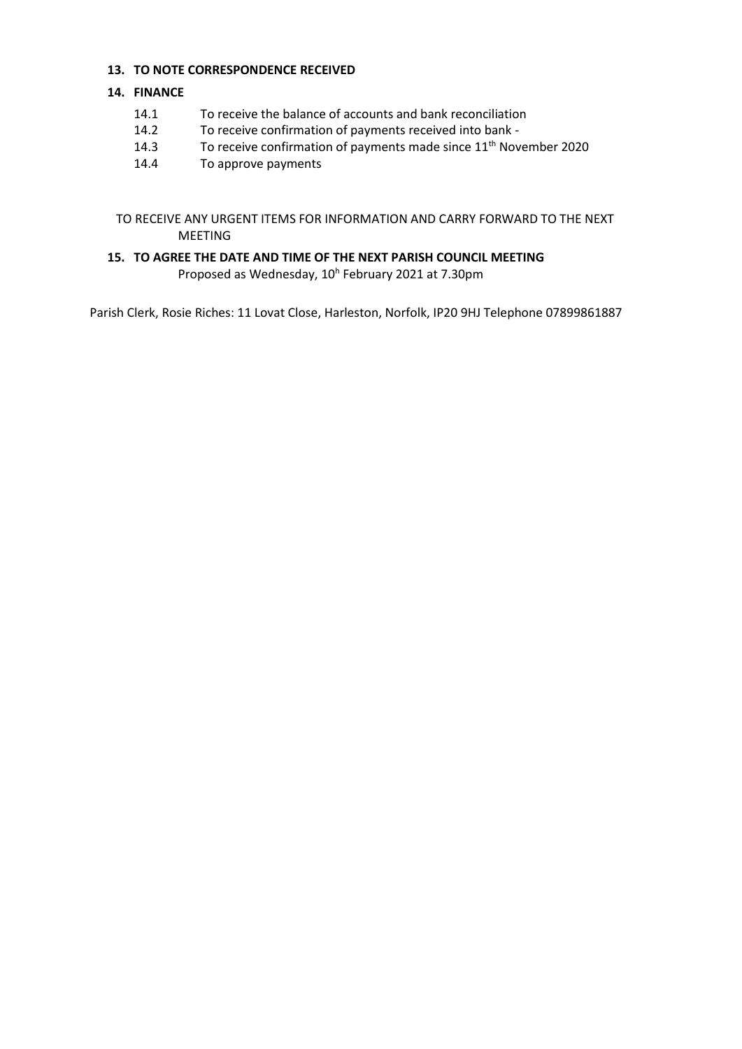**13. TO NOTE CORRESPONDENCE RECEIVED**

**14. FINANCE**

14.1 To receive the balance of accounts and bank reconciliation
14.2 To receive confirmation of payments received into bank -
14.3 To receive confirmation of payments made since 11th November 2020
14.4 To approve payments

TO RECEIVE ANY URGENT ITEMS FOR INFORMATION AND CARRY FORWARD TO THE NEXT MEETING

**15. TO AGREE THE DATE AND TIME OF THE NEXT PARISH COUNCIL MEETING**
Proposed as Wednesday, 10h February 2021 at 7.30pm

Parish Clerk, Rosie Riches: 11 Lovat Close, Harleston, Norfolk, IP20 9HJ Telephone 07899861887